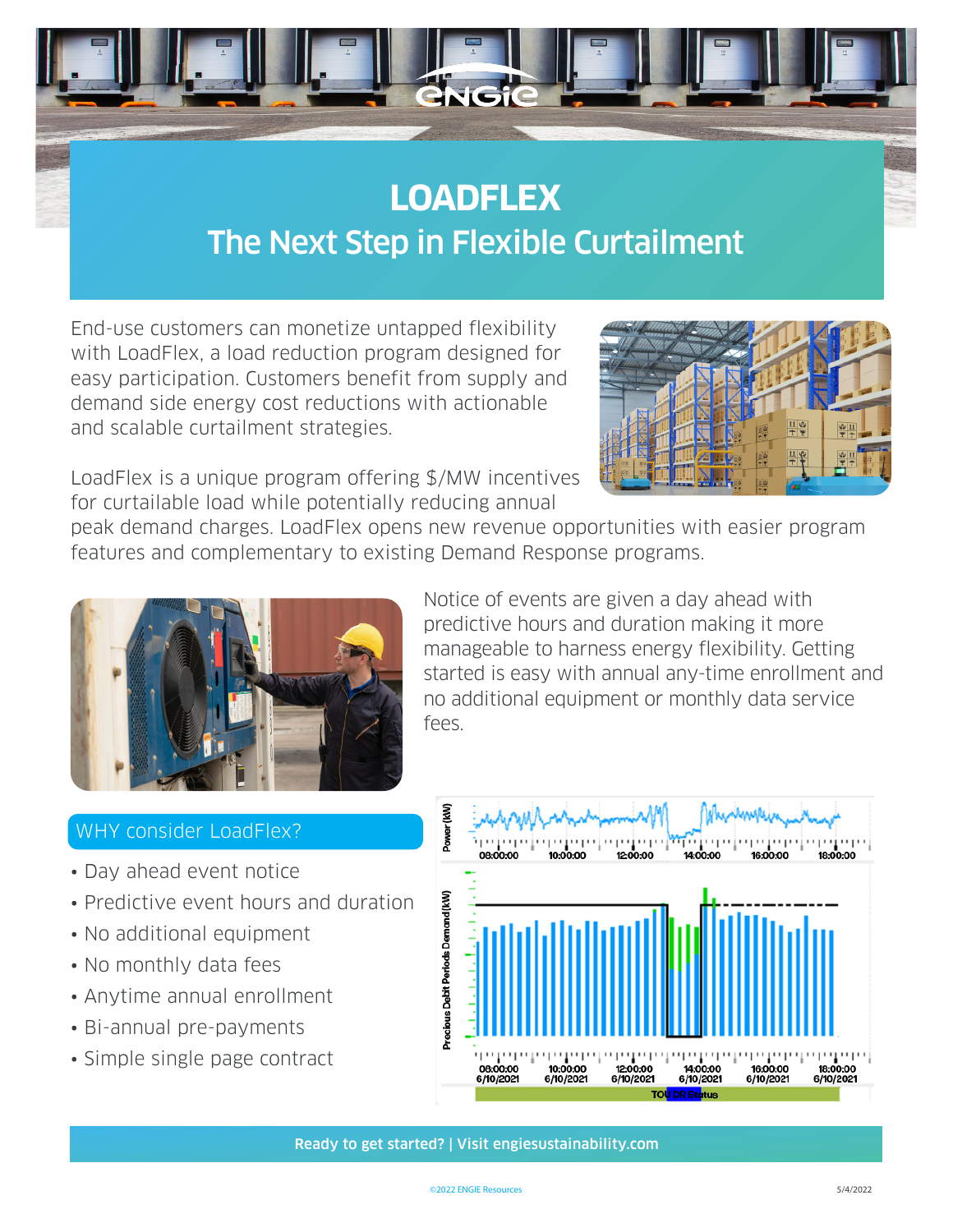# LOADFLEX

## The Next Step in Flexible Curtailment

End-use customers can monetize untapped flexibility with LoadFlex, a load reduction program designed for easy participation. Customers benefit from supply and demand side energy cost reductions with actionable and scalable curtailment strategies.

LoadFlex is a unique program offering $/MW incentives for curtailable load while potentially reducing annual peak demand charges. LoadFlex opens new revenue opportunities with easier program features and complementary to existing Demand Response programs.

Notice of events are given a day ahead with predictive hours and duration making it more manageable to harness energy flexibility. Getting started is easy with annual any-time enrollment and no additional equipment or monthly data service fees.

### WHY consider LoadFlex?

- Day ahead event notice
- Predictive event hours and duration
- No additional equipment
- No monthly data fees
- Anytime annual enrollment
- Bi-annual pre-payments
- Simple single page contract

Ready to get started? | Visit engiesustainability.com

©2022 ENGIE Resources

5/4/2022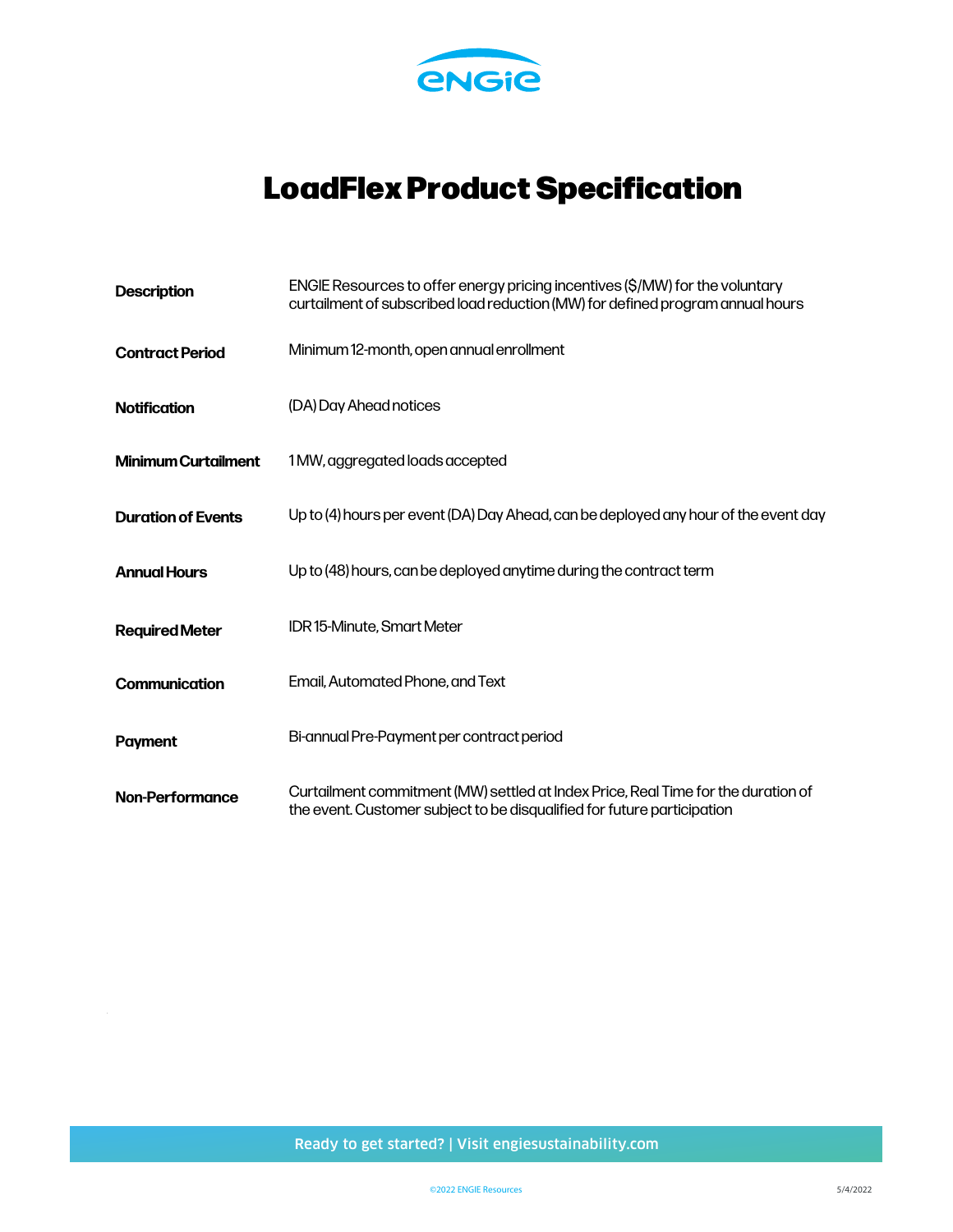ENGIE

# LoadFlex Product Specification

| | |
|---|---|
| **Description** | ENGIE Resources to offer energy pricing incentives ($/MW) for the voluntary curtailment of subscribed load reduction (MW) for defined program annual hours |
| **Contract Period** | Minimum 12-month, open annual enrollment |
| **Notification** | (DA) Day Ahead notices |
| **Minimum Curtailment** | 1 MW, aggregated loads accepted |
| **Duration of Events** | Up to (4) hours per event (DA) Day Ahead, can be deployed any hour of the event day |
| **Annual Hours** | Up to (48) hours, can be deployed anytime during the contract term |
| **Required Meter** | IDR 15-Minute, Smart Meter |
| **Communication** | Email, Automated Phone, and Text |
| **Payment** | Bi-annual Pre-Payment per contract period |
| **Non-Performance** | Curtailment commitment (MW) settled at Index Price, Real Time for the duration of the event. Customer subject to be disqualified for future participation |

Ready to get started? | Visit engiesustainability.com

©2022 ENGIE Resources

5/4/2022